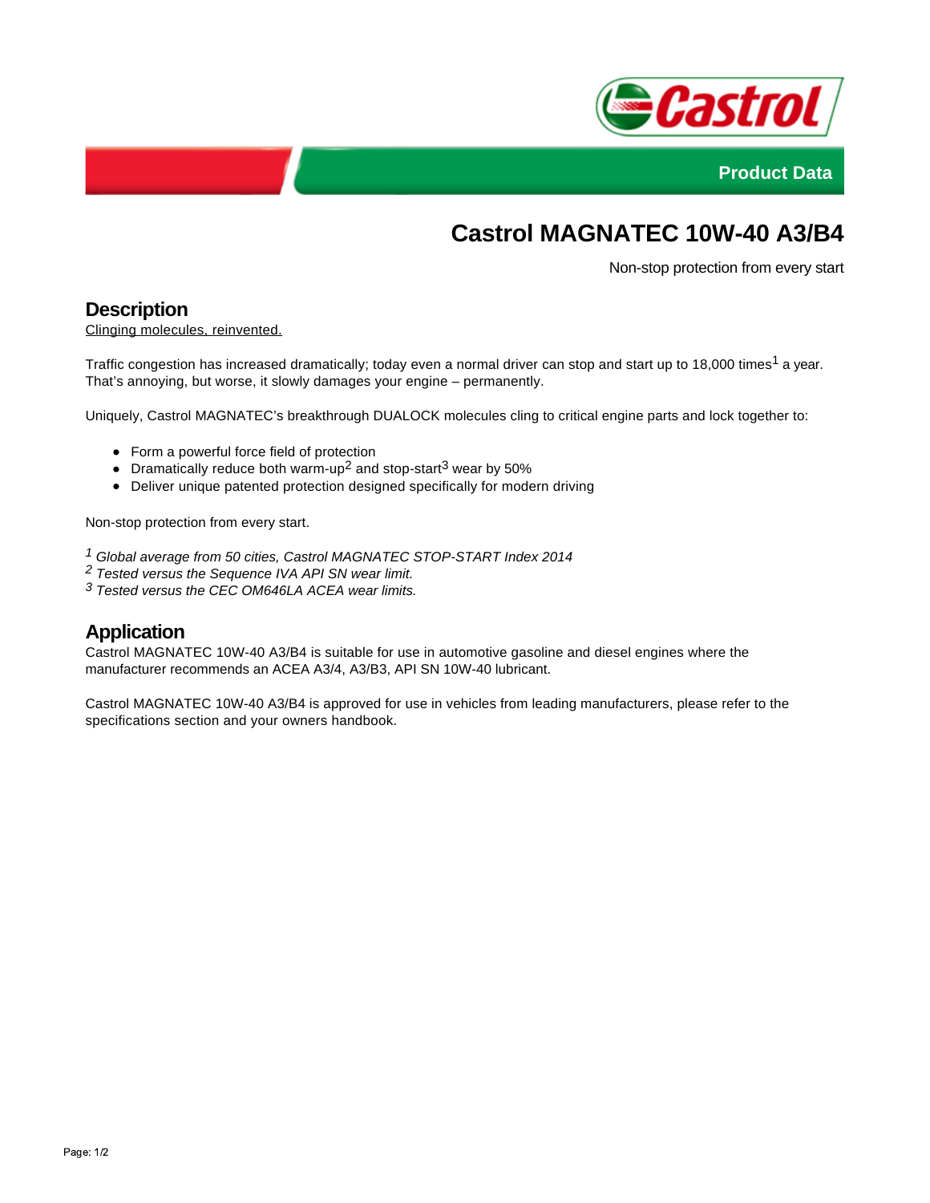Product Data

# Castrol MAGNATEC 10W-40 A3/B4

Non-stop protection from every start

## Description

Clinging molecules, reinvented.

Traffic congestion has increased dramatically; today even a normal driver can stop and start up to 18,000 times[1] a year. That's annoying, but worse, it slowly damages your engine – permanently.

Uniquely, Castrol MAGNATEC's breakthrough DUALOCK molecules cling to critical engine parts and lock together to:

- Form a powerful force field of protection
- Dramatically reduce both warm-up[2] and stop-start[3] wear by 50%
- Deliver unique patented protection designed specifically for modern driving

Non-stop protection from every start.

*[1] Global average from 50 cities, Castrol MAGNATEC STOP-START Index 2014*
*[2] Tested versus the Sequence IVA API SN wear limit.*
*[3] Tested versus the CEC OM646LA ACEA wear limits.*

## Application

Castrol MAGNATEC 10W-40 A3/B4 is suitable for use in automotive gasoline and diesel engines where the manufacturer recommends an ACEA A3/4, A3/B3, API SN 10W-40 lubricant.

Castrol MAGNATEC 10W-40 A3/B4 is approved for use in vehicles from leading manufacturers, please refer to the specifications section and your owners handbook.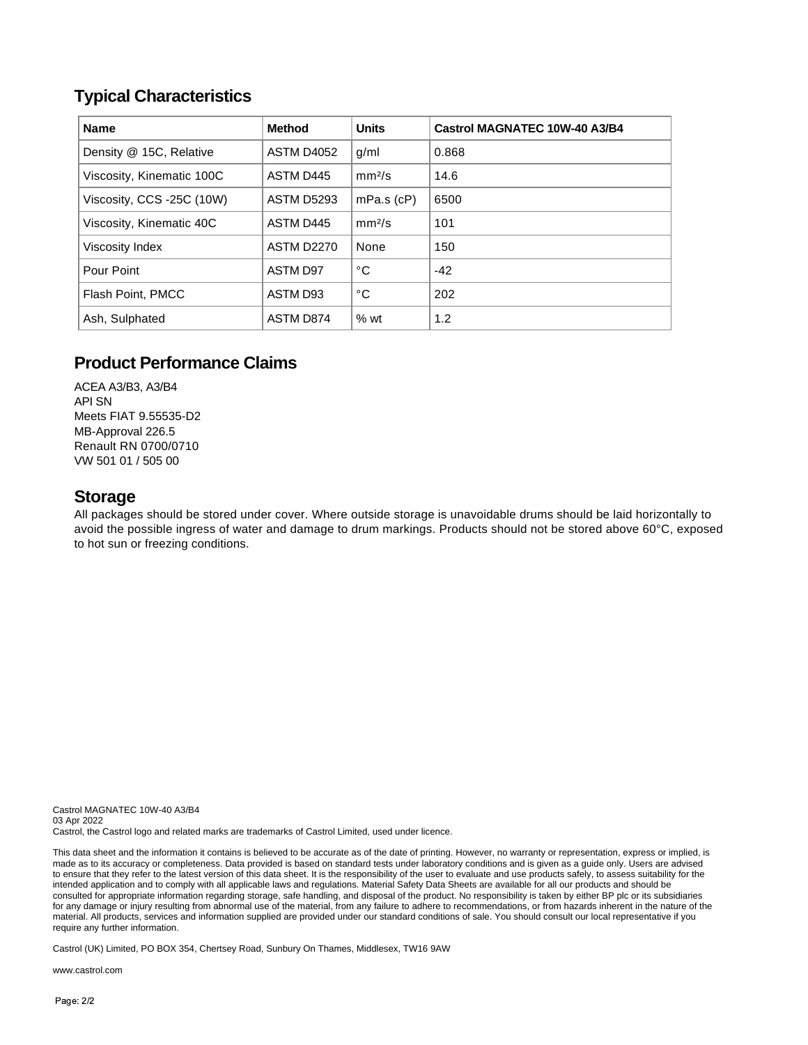## Typical Characteristics

| Name | Method | Units | Castrol MAGNATEC 10W-40 A3/B4 |
|---|---|---|---|
| Density @ 15C, Relative | ASTM D4052 | g/ml | 0.868 |
| Viscosity, Kinematic 100C | ASTM D445 | mm²/s | 14.6 |
| Viscosity, CCS -25C (10W) | ASTM D5293 | mPa.s (cP) | 6500 |
| Viscosity, Kinematic 40C | ASTM D445 | mm²/s | 101 |
| Viscosity Index | ASTM D2270 | None | 150 |
| Pour Point | ASTM D97 | °C | -42 |
| Flash Point, PMCC | ASTM D93 | °C | 202 |
| Ash, Sulphated | ASTM D874 | % wt | 1.2 |

## Product Performance Claims

ACEA A3/B3, A3/B4
API SN
Meets FIAT 9.55535-D2
MB-Approval 226.5
Renault RN 0700/0710
VW 501 01 / 505 00

## Storage

All packages should be stored under cover. Where outside storage is unavoidable drums should be laid horizontally to avoid the possible ingress of water and damage to drum markings. Products should not be stored above 60°C, exposed to hot sun or freezing conditions.

Castrol MAGNATEC 10W-40 A3/B4
03 Apr 2022
Castrol, the Castrol logo and related marks are trademarks of Castrol Limited, used under licence.

This data sheet and the information it contains is believed to be accurate as of the date of printing. However, no warranty or representation, express or implied, is made as to its accuracy or completeness. Data provided is based on standard tests under laboratory conditions and is given as a guide only. Users are advised to ensure that they refer to the latest version of this data sheet. It is the responsibility of the user to evaluate and use products safely, to assess suitability for the intended application and to comply with all applicable laws and regulations. Material Safety Data Sheets are available for all our products and should be consulted for appropriate information regarding storage, safe handling, and disposal of the product. No responsibility is taken by either BP plc or its subsidiaries for any damage or injury resulting from abnormal use of the material, from any failure to adhere to recommendations, or from hazards inherent in the nature of the material. All products, services and information supplied are provided under our standard conditions of sale. You should consult our local representative if you require any further information.

Castrol (UK) Limited, PO BOX 354, Chertsey Road, Sunbury On Thames, Middlesex, TW16 9AW

www.castrol.com